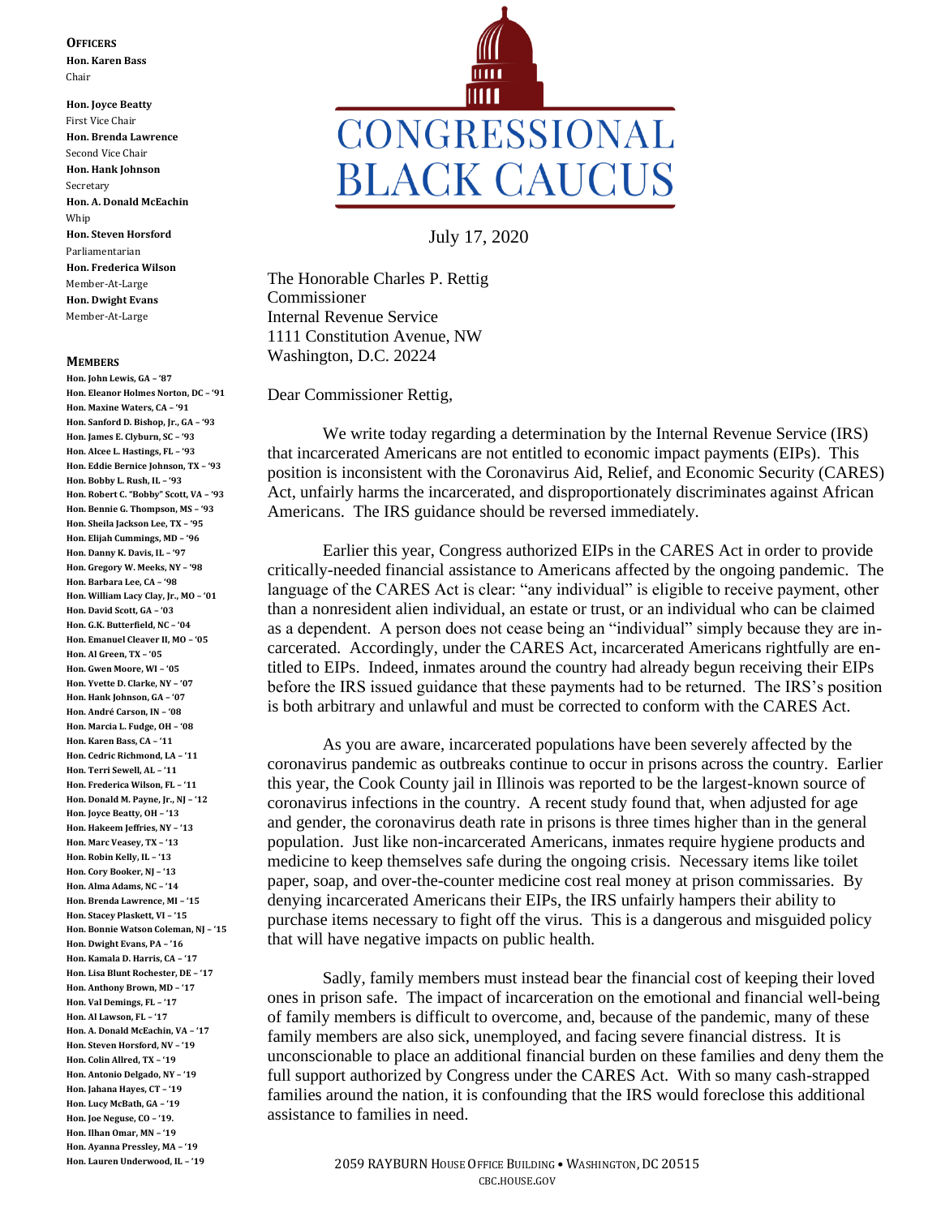# CONGRESSIONAL BLACK CAUCUS

**OFFICERS**

**Hon. Karen Bass**
Chair

**Hon. Joyce Beatty**
First Vice Chair

**Hon. Brenda Lawrence**
Second Vice Chair

**Hon. Hank Johnson**
Secretary

**Hon. A. Donald McEachin**
Whip

**Hon. Steven Horsford**
Parliamentarian

**Hon. Frederica Wilson**
Member-At-Large

**Hon. Dwight Evans**
Member-At-Large

**MEMBERS**

**Hon. John Lewis, GA – '87**
**Hon. Eleanor Holmes Norton, DC – '91**
**Hon. Maxine Waters, CA – '91**
**Hon. Sanford D. Bishop, Jr., GA – '93**
**Hon. James E. Clyburn, SC – '93**
**Hon. Alcee L. Hastings, FL – '93**
**Hon. Eddie Bernice Johnson, TX – '93**
**Hon. Bobby L. Rush, IL – '93**
**Hon. Robert C. "Bobby" Scott, VA – '93**
**Hon. Bennie G. Thompson, MS – '93**
**Hon. Sheila Jackson Lee, TX – '95**
**Hon. Elijah Cummings, MD – '96**
**Hon. Danny K. Davis, IL – '97**
**Hon. Gregory W. Meeks, NY – '98**
**Hon. Barbara Lee, CA – '98**
**Hon. William Lacy Clay, Jr., MO – '01**
**Hon. David Scott, GA – '03**
**Hon. G.K. Butterfield, NC – '04**
**Hon. Emanuel Cleaver II, MO – '05**
**Hon. Al Green, TX – '05**
**Hon. Gwen Moore, WI – '05**
**Hon. Yvette D. Clarke, NY – '07**
**Hon. Hank Johnson, GA – '07**
**Hon. André Carson, IN – '08**
**Hon. Marcia L. Fudge, OH – '08**
**Hon. Karen Bass, CA – '11**
**Hon. Cedric Richmond, LA – '11**
**Hon. Terri Sewell, AL – '11**
**Hon. Frederica Wilson, FL – '11**
**Hon. Donald M. Payne, Jr., NJ – '12**
**Hon. Joyce Beatty, OH – '13**
**Hon. Hakeem Jeffries, NY – '13**
**Hon. Marc Veasey, TX – '13**
**Hon. Robin Kelly, IL – '13**
**Hon. Cory Booker, NJ – '13**
**Hon. Alma Adams, NC – '14**
**Hon. Brenda Lawrence, MI – '15**
**Hon. Stacey Plaskett, VI – '15**
**Hon. Bonnie Watson Coleman, NJ – '15**
**Hon. Dwight Evans, PA – '16**
**Hon. Kamala D. Harris, CA – '17**
**Hon. Lisa Blunt Rochester, DE – '17**
**Hon. Anthony Brown, MD – '17**
**Hon. Val Demings, FL – '17**
**Hon. Al Lawson, FL – '17**
**Hon. A. Donald McEachin, VA – '17**
**Hon. Steven Horsford, NV – '19**
**Hon. Colin Allred, TX – '19**
**Hon. Antonio Delgado, NY – '19**
**Hon. Jahana Hayes, CT – '19**
**Hon. Lucy McBath, GA – '19**
**Hon. Joe Neguse, CO – '19.**
**Hon. Ilhan Omar, MN – '19**
**Hon. Ayanna Pressley, MA – '19**
**Hon. Lauren Underwood, IL – '19**

July 17, 2020

The Honorable Charles P. Rettig
Commissioner
Internal Revenue Service
1111 Constitution Avenue, NW
Washington, D.C. 20224

Dear Commissioner Rettig,

We write today regarding a determination by the Internal Revenue Service (IRS) that incarcerated Americans are not entitled to economic impact payments (EIPs). This position is inconsistent with the Coronavirus Aid, Relief, and Economic Security (CARES) Act, unfairly harms the incarcerated, and disproportionately discriminates against African Americans. The IRS guidance should be reversed immediately.

Earlier this year, Congress authorized EIPs in the CARES Act in order to provide critically-needed financial assistance to Americans affected by the ongoing pandemic. The language of the CARES Act is clear: "any individual" is eligible to receive payment, other than a nonresident alien individual, an estate or trust, or an individual who can be claimed as a dependent. A person does not cease being an "individual" simply because they are incarcerated. Accordingly, under the CARES Act, incarcerated Americans rightfully are entitled to EIPs. Indeed, inmates around the country had already begun receiving their EIPs before the IRS issued guidance that these payments had to be returned. The IRS's position is both arbitrary and unlawful and must be corrected to conform with the CARES Act.

As you are aware, incarcerated populations have been severely affected by the coronavirus pandemic as outbreaks continue to occur in prisons across the country. Earlier this year, the Cook County jail in Illinois was reported to be the largest-known source of coronavirus infections in the country. A recent study found that, when adjusted for age and gender, the coronavirus death rate in prisons is three times higher than in the general population. Just like non-incarcerated Americans, inmates require hygiene products and medicine to keep themselves safe during the ongoing crisis. Necessary items like toilet paper, soap, and over-the-counter medicine cost real money at prison commissaries. By denying incarcerated Americans their EIPs, the IRS unfairly hampers their ability to purchase items necessary to fight off the virus. This is a dangerous and misguided policy that will have negative impacts on public health.

Sadly, family members must instead bear the financial cost of keeping their loved ones in prison safe. The impact of incarceration on the emotional and financial well-being of family members is difficult to overcome, and, because of the pandemic, many of these family members are also sick, unemployed, and facing severe financial distress. It is unconscionable to place an additional financial burden on these families and deny them the full support authorized by Congress under the CARES Act. With so many cash-strapped families around the nation, it is confounding that the IRS would foreclose this additional assistance to families in need.

2059 RAYBURN HOUSE OFFICE BUILDING • WASHINGTON, DC 20515
CBC.HOUSE.GOV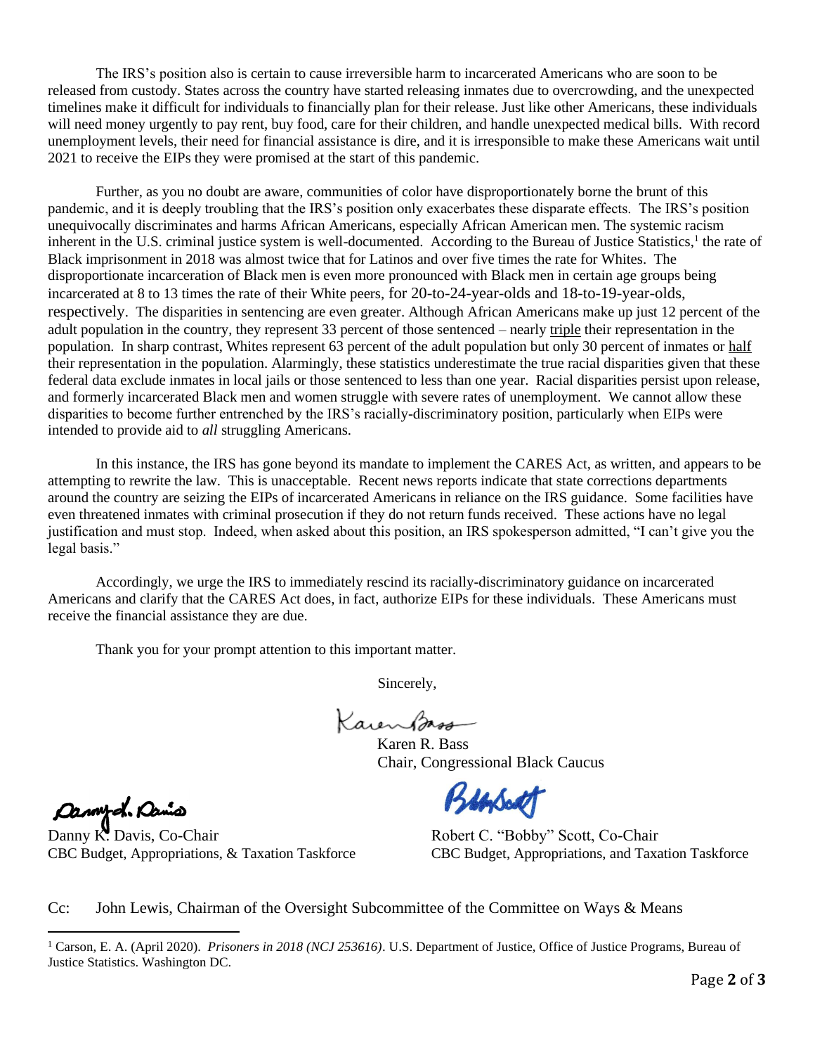The IRS's position also is certain to cause irreversible harm to incarcerated Americans who are soon to be released from custody. States across the country have started releasing inmates due to overcrowding, and the unexpected timelines make it difficult for individuals to financially plan for their release. Just like other Americans, these individuals will need money urgently to pay rent, buy food, care for their children, and handle unexpected medical bills. With record unemployment levels, their need for financial assistance is dire, and it is irresponsible to make these Americans wait until 2021 to receive the EIPs they were promised at the start of this pandemic.

Further, as you no doubt are aware, communities of color have disproportionately borne the brunt of this pandemic, and it is deeply troubling that the IRS's position only exacerbates these disparate effects. The IRS's position unequivocally discriminates and harms African Americans, especially African American men. The systemic racism inherent in the U.S. criminal justice system is well-documented. According to the Bureau of Justice Statistics,[1] the rate of Black imprisonment in 2018 was almost twice that for Latinos and over five times the rate for Whites. The disproportionate incarceration of Black men is even more pronounced with Black men in certain age groups being incarcerated at 8 to 13 times the rate of their White peers, for 20-to-24-year-olds and 18-to-19-year-olds, respectively. The disparities in sentencing are even greater. Although African Americans make up just 12 percent of the adult population in the country, they represent 33 percent of those sentenced – nearly triple their representation in the population. In sharp contrast, Whites represent 63 percent of the adult population but only 30 percent of inmates or half their representation in the population. Alarmingly, these statistics underestimate the true racial disparities given that these federal data exclude inmates in local jails or those sentenced to less than one year. Racial disparities persist upon release, and formerly incarcerated Black men and women struggle with severe rates of unemployment. We cannot allow these disparities to become further entrenched by the IRS's racially-discriminatory position, particularly when EIPs were intended to provide aid to *all* struggling Americans.

In this instance, the IRS has gone beyond its mandate to implement the CARES Act, as written, and appears to be attempting to rewrite the law. This is unacceptable. Recent news reports indicate that state corrections departments around the country are seizing the EIPs of incarcerated Americans in reliance on the IRS guidance. Some facilities have even threatened inmates with criminal prosecution if they do not return funds received. These actions have no legal justification and must stop. Indeed, when asked about this position, an IRS spokesperson admitted, "I can't give you the legal basis."

Accordingly, we urge the IRS to immediately rescind its racially-discriminatory guidance on incarcerated Americans and clarify that the CARES Act does, in fact, authorize EIPs for these individuals. These Americans must receive the financial assistance they are due.

Thank you for your prompt attention to this important matter.

Sincerely,

Karen R. Bass
Chair, Congressional Black Caucus

Danny K. Davis, Co-Chair
CBC Budget, Appropriations, & Taxation Taskforce

Robert C. "Bobby" Scott, Co-Chair
CBC Budget, Appropriations, and Taxation Taskforce

Cc: John Lewis, Chairman of the Oversight Subcommittee of the Committee on Ways & Means

[1] Carson, E. A. (April 2020). *Prisoners in 2018 (NCJ 253616)*. U.S. Department of Justice, Office of Justice Programs, Bureau of Justice Statistics. Washington DC.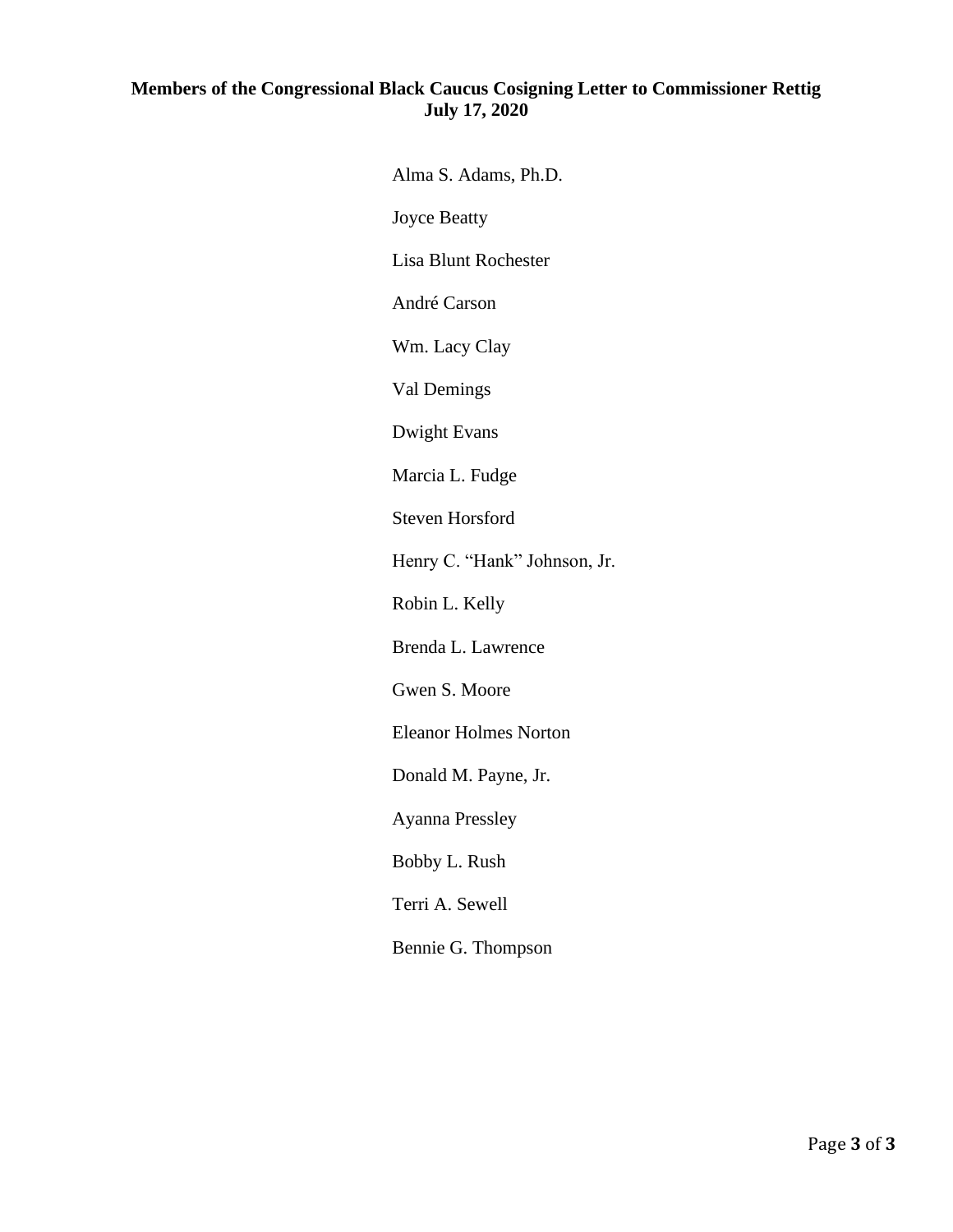**Members of the Congressional Black Caucus Cosigning Letter to Commissioner Rettig**
**July 17, 2020**

Alma S. Adams, Ph.D.

Joyce Beatty

Lisa Blunt Rochester

André Carson

Wm. Lacy Clay

Val Demings

Dwight Evans

Marcia L. Fudge

Steven Horsford

Henry C. "Hank" Johnson, Jr.

Robin L. Kelly

Brenda L. Lawrence

Gwen S. Moore

Eleanor Holmes Norton

Donald M. Payne, Jr.

Ayanna Pressley

Bobby L. Rush

Terri A. Sewell

Bennie G. Thompson